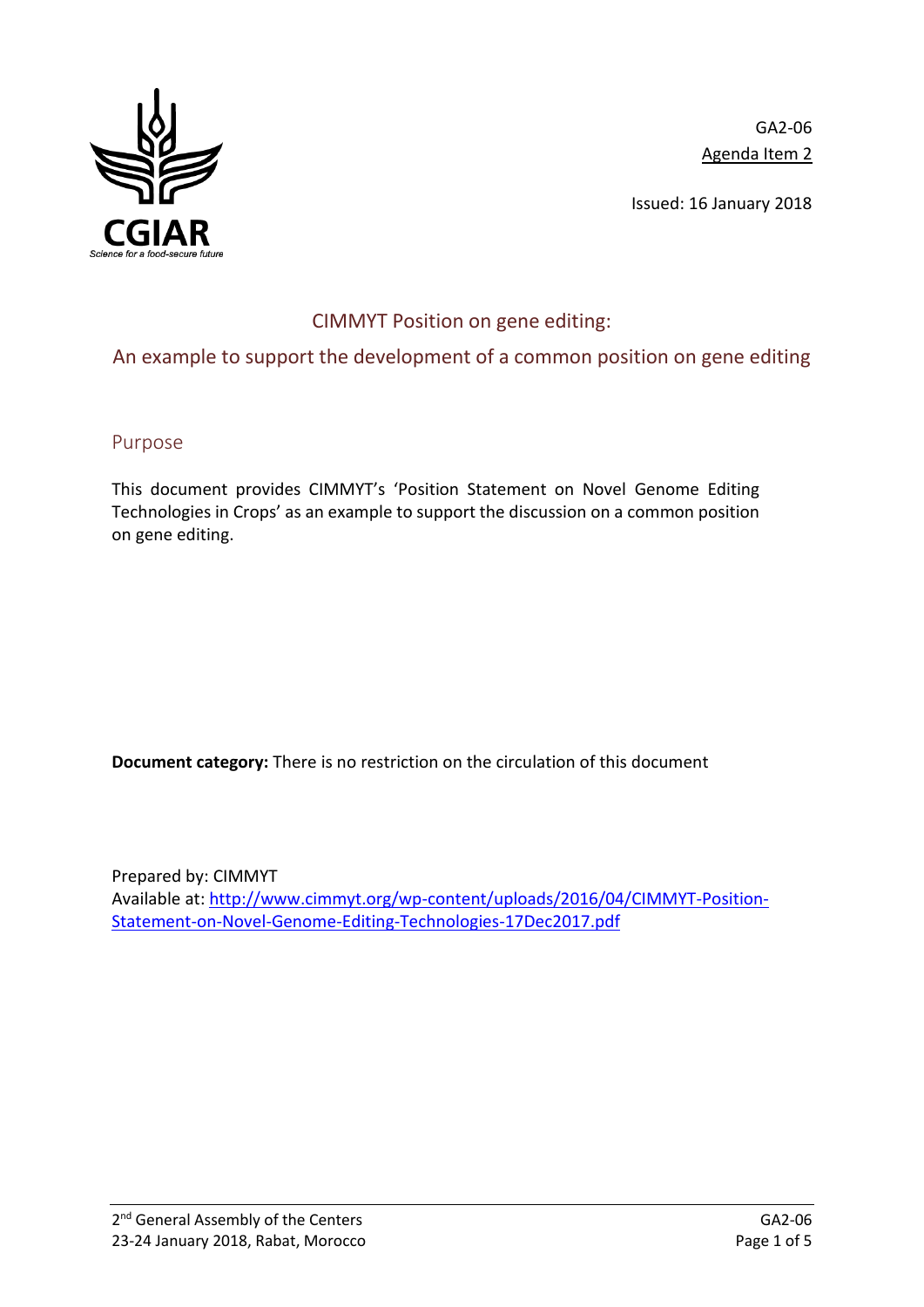GA2-06
Agenda Item 2

Issued: 16 January 2018

# CIMMYT Position on gene editing:

## An example to support the development of a common position on gene editing

### Purpose

This document provides CIMMYT's 'Position Statement on Novel Genome Editing Technologies in Crops' as an example to support the discussion on a common position on gene editing.

**Document category:** There is no restriction on the circulation of this document

Prepared by: CIMMYT
Available at: http://www.cimmyt.org/wp-content/uploads/2016/04/CIMMYT-Position-Statement-on-Novel-Genome-Editing-Technologies-17Dec2017.pdf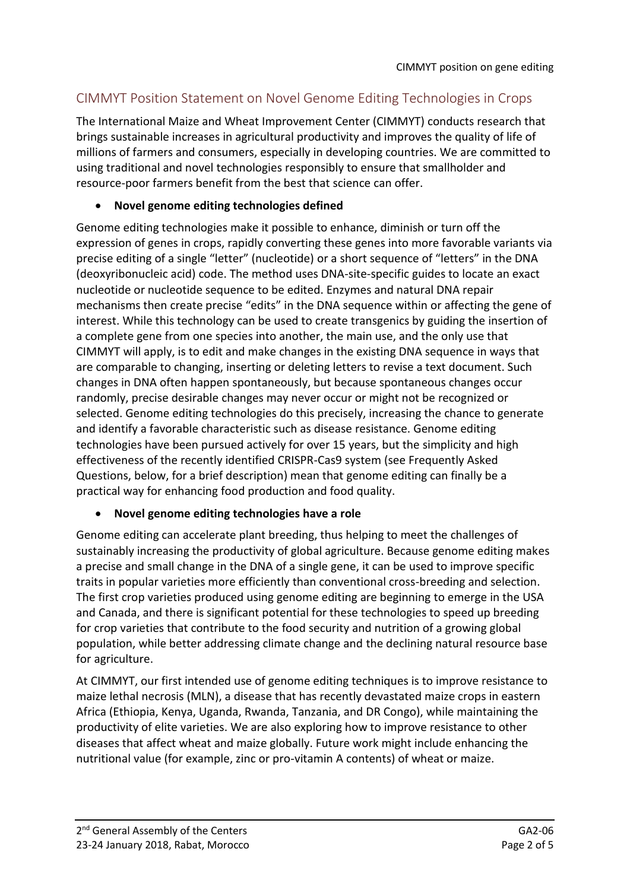## CIMMYT Position Statement on Novel Genome Editing Technologies in Crops

The International Maize and Wheat Improvement Center (CIMMYT) conducts research that brings sustainable increases in agricultural productivity and improves the quality of life of millions of farmers and consumers, especially in developing countries. We are committed to using traditional and novel technologies responsibly to ensure that smallholder and resource-poor farmers benefit from the best that science can offer.

- **Novel genome editing technologies defined**

Genome editing technologies make it possible to enhance, diminish or turn off the expression of genes in crops, rapidly converting these genes into more favorable variants via precise editing of a single "letter" (nucleotide) or a short sequence of "letters" in the DNA (deoxyribonucleic acid) code. The method uses DNA-site-specific guides to locate an exact nucleotide or nucleotide sequence to be edited. Enzymes and natural DNA repair mechanisms then create precise "edits" in the DNA sequence within or affecting the gene of interest. While this technology can be used to create transgenics by guiding the insertion of a complete gene from one species into another, the main use, and the only use that CIMMYT will apply, is to edit and make changes in the existing DNA sequence in ways that are comparable to changing, inserting or deleting letters to revise a text document. Such changes in DNA often happen spontaneously, but because spontaneous changes occur randomly, precise desirable changes may never occur or might not be recognized or selected. Genome editing technologies do this precisely, increasing the chance to generate and identify a favorable characteristic such as disease resistance. Genome editing technologies have been pursued actively for over 15 years, but the simplicity and high effectiveness of the recently identified CRISPR-Cas9 system (see Frequently Asked Questions, below, for a brief description) mean that genome editing can finally be a practical way for enhancing food production and food quality.

- **Novel genome editing technologies have a role**

Genome editing can accelerate plant breeding, thus helping to meet the challenges of sustainably increasing the productivity of global agriculture. Because genome editing makes a precise and small change in the DNA of a single gene, it can be used to improve specific traits in popular varieties more efficiently than conventional cross-breeding and selection. The first crop varieties produced using genome editing are beginning to emerge in the USA and Canada, and there is significant potential for these technologies to speed up breeding for crop varieties that contribute to the food security and nutrition of a growing global population, while better addressing climate change and the declining natural resource base for agriculture.

At CIMMYT, our first intended use of genome editing techniques is to improve resistance to maize lethal necrosis (MLN), a disease that has recently devastated maize crops in eastern Africa (Ethiopia, Kenya, Uganda, Rwanda, Tanzania, and DR Congo), while maintaining the productivity of elite varieties. We are also exploring how to improve resistance to other diseases that affect wheat and maize globally. Future work might include enhancing the nutritional value (for example, zinc or pro-vitamin A contents) of wheat or maize.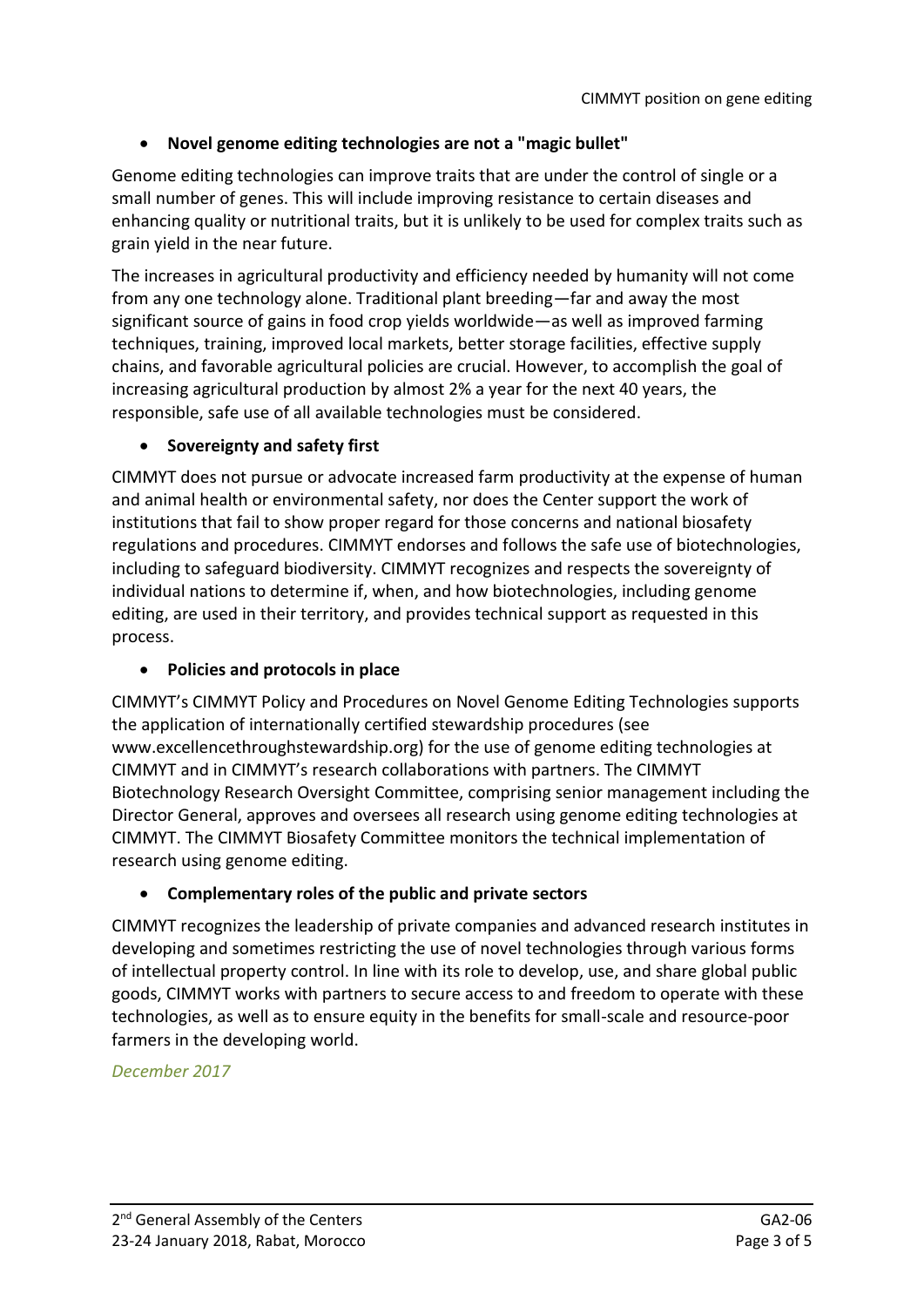- **Novel genome editing technologies are not a "magic bullet"**

Genome editing technologies can improve traits that are under the control of single or a small number of genes. This will include improving resistance to certain diseases and enhancing quality or nutritional traits, but it is unlikely to be used for complex traits such as grain yield in the near future.

The increases in agricultural productivity and efficiency needed by humanity will not come from any one technology alone. Traditional plant breeding—far and away the most significant source of gains in food crop yields worldwide—as well as improved farming techniques, training, improved local markets, better storage facilities, effective supply chains, and favorable agricultural policies are crucial. However, to accomplish the goal of increasing agricultural production by almost 2% a year for the next 40 years, the responsible, safe use of all available technologies must be considered.

- **Sovereignty and safety first**

CIMMYT does not pursue or advocate increased farm productivity at the expense of human and animal health or environmental safety, nor does the Center support the work of institutions that fail to show proper regard for those concerns and national biosafety regulations and procedures. CIMMYT endorses and follows the safe use of biotechnologies, including to safeguard biodiversity. CIMMYT recognizes and respects the sovereignty of individual nations to determine if, when, and how biotechnologies, including genome editing, are used in their territory, and provides technical support as requested in this process.

- **Policies and protocols in place**

CIMMYT's CIMMYT Policy and Procedures on Novel Genome Editing Technologies supports the application of internationally certified stewardship procedures (see www.excellencethroughstewardship.org) for the use of genome editing technologies at CIMMYT and in CIMMYT's research collaborations with partners. The CIMMYT Biotechnology Research Oversight Committee, comprising senior management including the Director General, approves and oversees all research using genome editing technologies at CIMMYT. The CIMMYT Biosafety Committee monitors the technical implementation of research using genome editing.

- **Complementary roles of the public and private sectors**

CIMMYT recognizes the leadership of private companies and advanced research institutes in developing and sometimes restricting the use of novel technologies through various forms of intellectual property control. In line with its role to develop, use, and share global public goods, CIMMYT works with partners to secure access to and freedom to operate with these technologies, as well as to ensure equity in the benefits for small-scale and resource-poor farmers in the developing world.

*December 2017*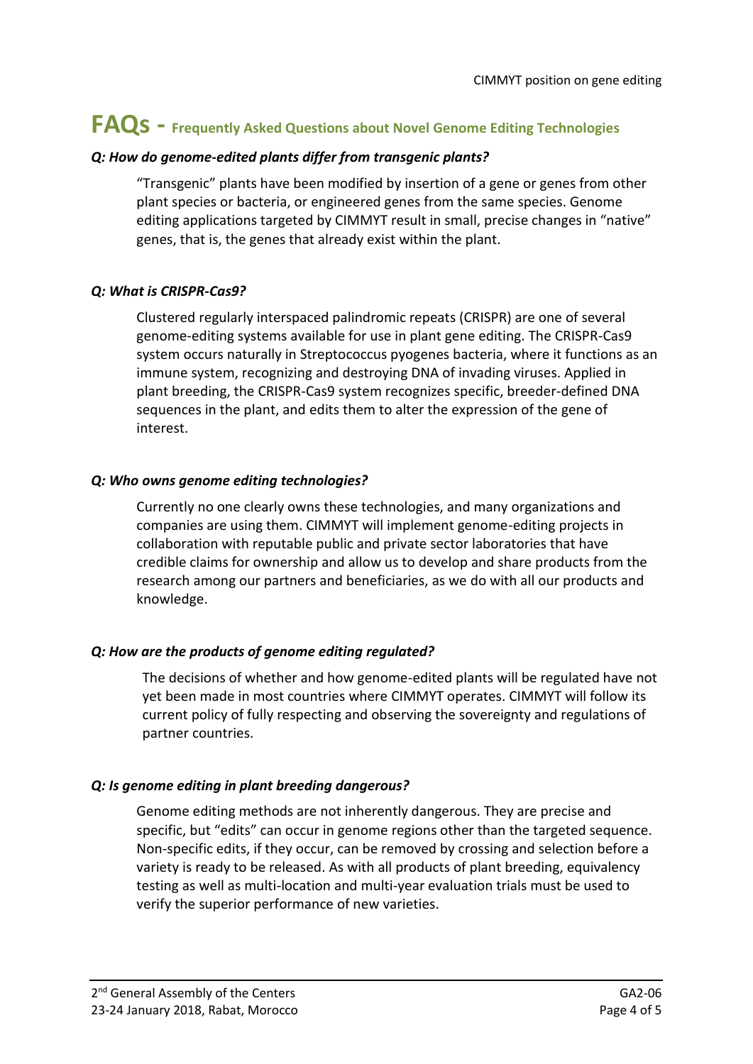# FAQs - Frequently Asked Questions about Novel Genome Editing Technologies

***Q: How do genome-edited plants differ from transgenic plants?***

"Transgenic" plants have been modified by insertion of a gene or genes from other plant species or bacteria, or engineered genes from the same species. Genome editing applications targeted by CIMMYT result in small, precise changes in "native" genes, that is, the genes that already exist within the plant.

***Q: What is CRISPR-Cas9?***

Clustered regularly interspaced palindromic repeats (CRISPR) are one of several genome-editing systems available for use in plant gene editing. The CRISPR-Cas9 system occurs naturally in Streptococcus pyogenes bacteria, where it functions as an immune system, recognizing and destroying DNA of invading viruses. Applied in plant breeding, the CRISPR-Cas9 system recognizes specific, breeder-defined DNA sequences in the plant, and edits them to alter the expression of the gene of interest.

***Q: Who owns genome editing technologies?***

Currently no one clearly owns these technologies, and many organizations and companies are using them. CIMMYT will implement genome-editing projects in collaboration with reputable public and private sector laboratories that have credible claims for ownership and allow us to develop and share products from the research among our partners and beneficiaries, as we do with all our products and knowledge.

***Q: How are the products of genome editing regulated?***

The decisions of whether and how genome-edited plants will be regulated have not yet been made in most countries where CIMMYT operates. CIMMYT will follow its current policy of fully respecting and observing the sovereignty and regulations of partner countries.

***Q: Is genome editing in plant breeding dangerous?***

Genome editing methods are not inherently dangerous. They are precise and specific, but "edits" can occur in genome regions other than the targeted sequence. Non-specific edits, if they occur, can be removed by crossing and selection before a variety is ready to be released. As with all products of plant breeding, equivalency testing as well as multi-location and multi-year evaluation trials must be used to verify the superior performance of new varieties.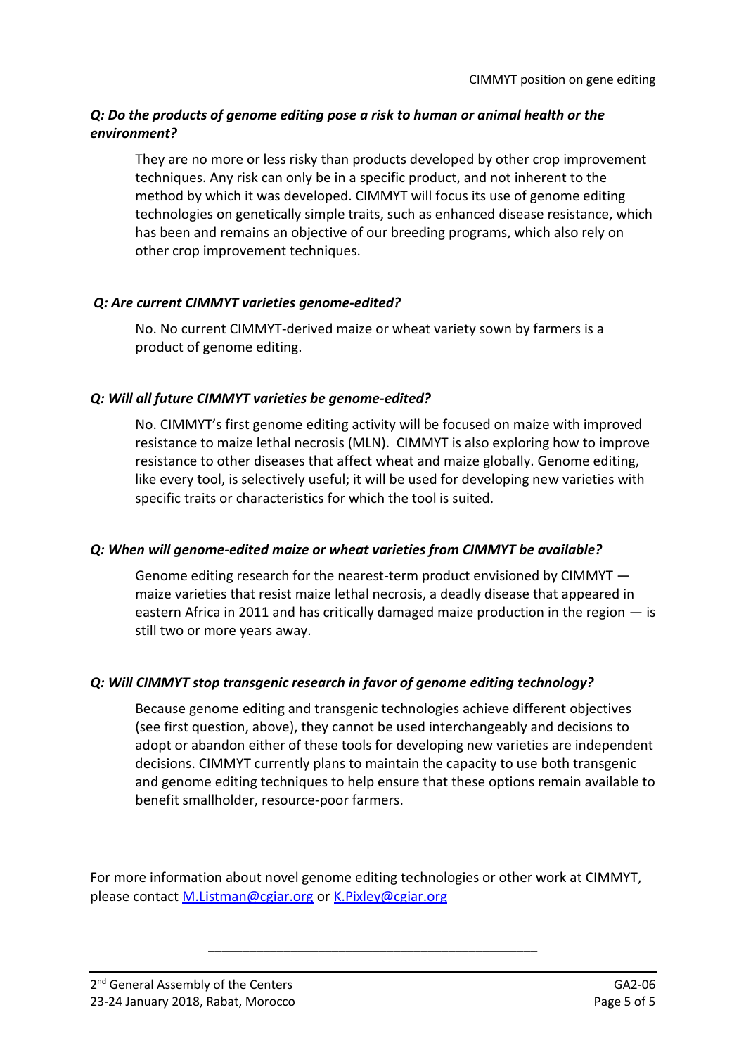***Q: Do the products of genome editing pose a risk to human or animal health or the environment?***

They are no more or less risky than products developed by other crop improvement techniques. Any risk can only be in a specific product, and not inherent to the method by which it was developed. CIMMYT will focus its use of genome editing technologies on genetically simple traits, such as enhanced disease resistance, which has been and remains an objective of our breeding programs, which also rely on other crop improvement techniques.

***Q: Are current CIMMYT varieties genome-edited?***

No. No current CIMMYT-derived maize or wheat variety sown by farmers is a product of genome editing.

***Q: Will all future CIMMYT varieties be genome-edited?***

No. CIMMYT's first genome editing activity will be focused on maize with improved resistance to maize lethal necrosis (MLN). CIMMYT is also exploring how to improve resistance to other diseases that affect wheat and maize globally. Genome editing, like every tool, is selectively useful; it will be used for developing new varieties with specific traits or characteristics for which the tool is suited.

***Q: When will genome-edited maize or wheat varieties from CIMMYT be available?***

Genome editing research for the nearest-term product envisioned by CIMMYT — maize varieties that resist maize lethal necrosis, a deadly disease that appeared in eastern Africa in 2011 and has critically damaged maize production in the region — is still two or more years away.

***Q: Will CIMMYT stop transgenic research in favor of genome editing technology?***

Because genome editing and transgenic technologies achieve different objectives (see first question, above), they cannot be used interchangeably and decisions to adopt or abandon either of these tools for developing new varieties are independent decisions. CIMMYT currently plans to maintain the capacity to use both transgenic and genome editing techniques to help ensure that these options remain available to benefit smallholder, resource-poor farmers.

For more information about novel genome editing technologies or other work at CIMMYT, please contact M.Listman@cgiar.org or K.Pixley@cgiar.org

---